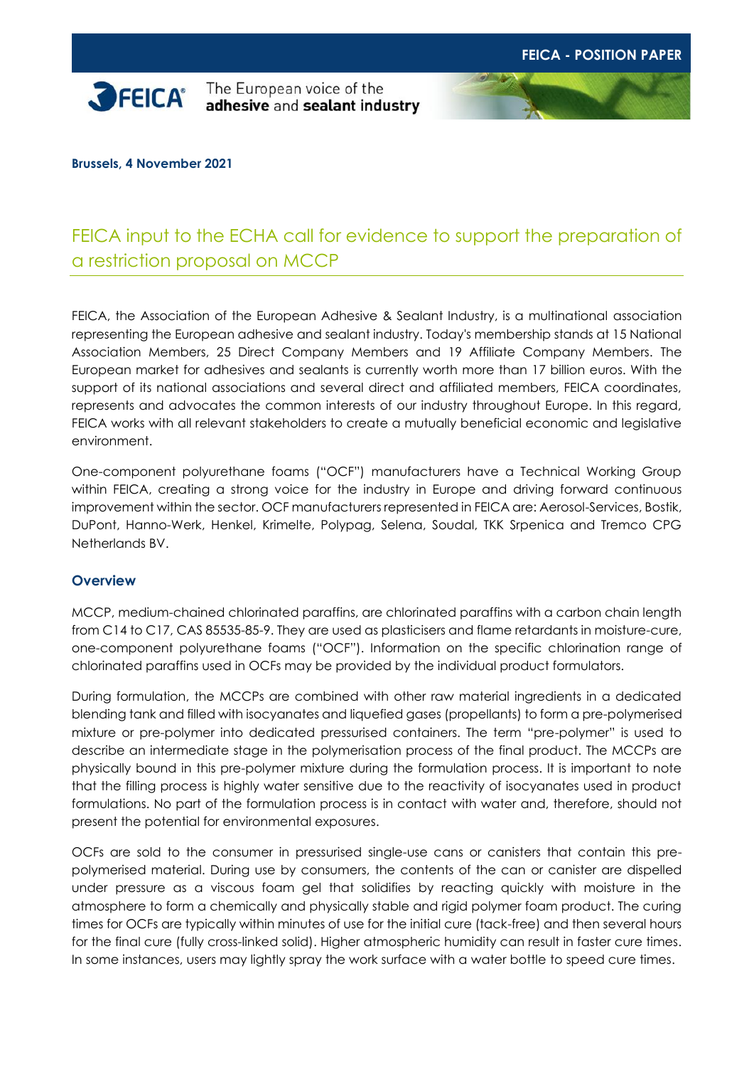FEICA - POSITION PAPER

FEICA® The European voice of the **adhesive** and **sealant industry**

**Brussels, 4 November 2021**

# FEICA input to the ECHA call for evidence to support the preparation of a restriction proposal on MCCP

FEICA, the Association of the European Adhesive & Sealant Industry, is a multinational association representing the European adhesive and sealant industry. Today's membership stands at 15 National Association Members, 25 Direct Company Members and 19 Affiliate Company Members. The European market for adhesives and sealants is currently worth more than 17 billion euros. With the support of its national associations and several direct and affiliated members, FEICA coordinates, represents and advocates the common interests of our industry throughout Europe. In this regard, FEICA works with all relevant stakeholders to create a mutually beneficial economic and legislative environment.

One-component polyurethane foams ("OCF") manufacturers have a Technical Working Group within FEICA, creating a strong voice for the industry in Europe and driving forward continuous improvement within the sector. OCF manufacturers represented in FEICA are: Aerosol-Services, Bostik, DuPont, Hanno-Werk, Henkel, Krimelte, Polypag, Selena, Soudal, TKK Srpenica and Tremco CPG Netherlands BV.

## Overview

MCCP, medium-chained chlorinated paraffins, are chlorinated paraffins with a carbon chain length from C14 to C17, CAS 85535-85-9. They are used as plasticisers and flame retardants in moisture-cure, one-component polyurethane foams ("OCF"). Information on the specific chlorination range of chlorinated paraffins used in OCFs may be provided by the individual product formulators.

During formulation, the MCCPs are combined with other raw material ingredients in a dedicated blending tank and filled with isocyanates and liquefied gases (propellants) to form a pre-polymerised mixture or pre-polymer into dedicated pressurised containers. The term "pre-polymer" is used to describe an intermediate stage in the polymerisation process of the final product. The MCCPs are physically bound in this pre-polymer mixture during the formulation process. It is important to note that the filling process is highly water sensitive due to the reactivity of isocyanates used in product formulations. No part of the formulation process is in contact with water and, therefore, should not present the potential for environmental exposures.

OCFs are sold to the consumer in pressurised single-use cans or canisters that contain this pre-polymerised material. During use by consumers, the contents of the can or canister are dispelled under pressure as a viscous foam gel that solidifies by reacting quickly with moisture in the atmosphere to form a chemically and physically stable and rigid polymer foam product. The curing times for OCFs are typically within minutes of use for the initial cure (tack-free) and then several hours for the final cure (fully cross-linked solid). Higher atmospheric humidity can result in faster cure times. In some instances, users may lightly spray the work surface with a water bottle to speed cure times.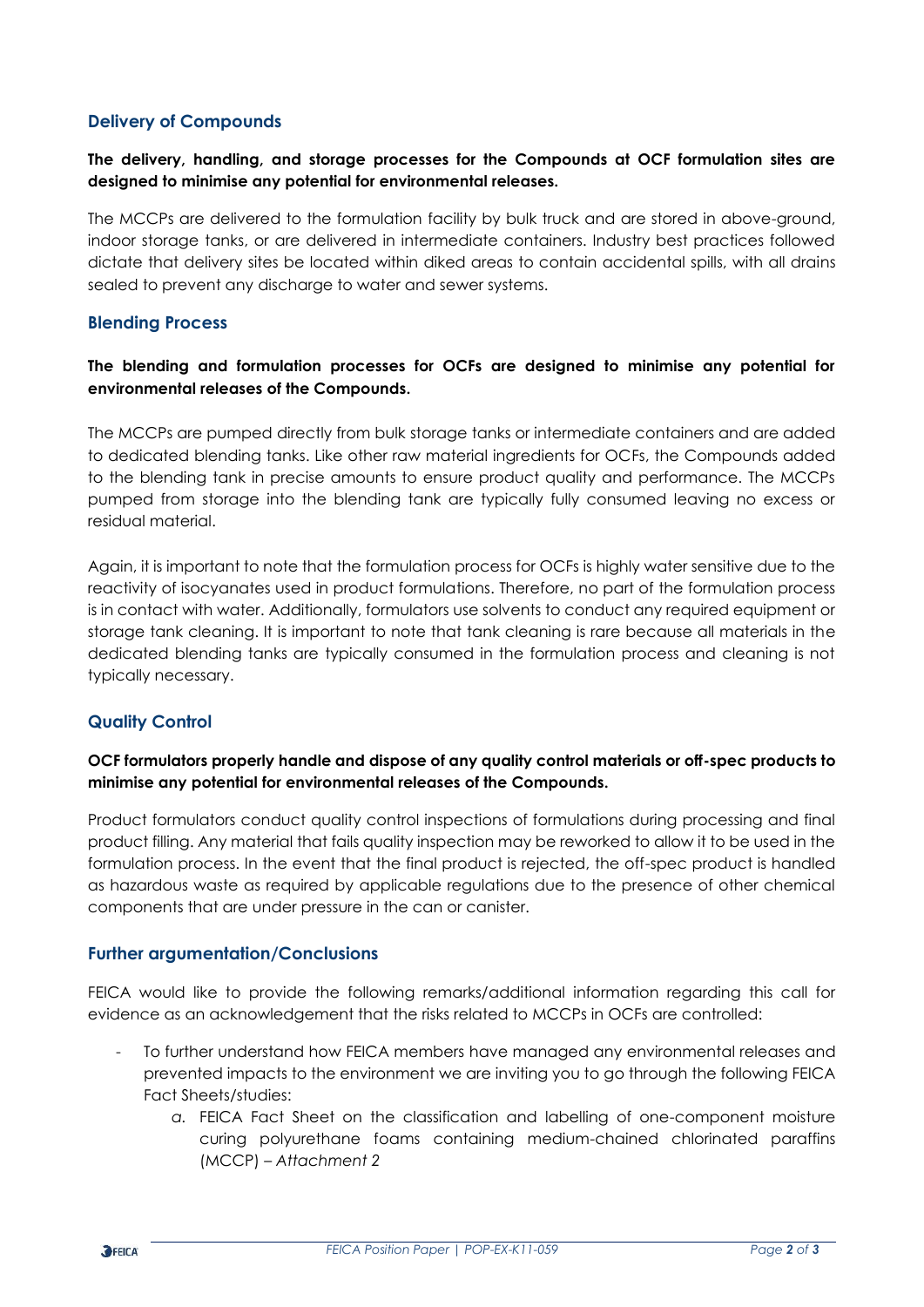## Delivery of Compounds

**The delivery, handling, and storage processes for the Compounds at OCF formulation sites are designed to minimise any potential for environmental releases.**

The MCCPs are delivered to the formulation facility by bulk truck and are stored in above-ground, indoor storage tanks, or are delivered in intermediate containers. Industry best practices followed dictate that delivery sites be located within diked areas to contain accidental spills, with all drains sealed to prevent any discharge to water and sewer systems.

## Blending Process

**The blending and formulation processes for OCFs are designed to minimise any potential for environmental releases of the Compounds.**

The MCCPs are pumped directly from bulk storage tanks or intermediate containers and are added to dedicated blending tanks. Like other raw material ingredients for OCFs, the Compounds added to the blending tank in precise amounts to ensure product quality and performance. The MCCPs pumped from storage into the blending tank are typically fully consumed leaving no excess or residual material.

Again, it is important to note that the formulation process for OCFs is highly water sensitive due to the reactivity of isocyanates used in product formulations. Therefore, no part of the formulation process is in contact with water. Additionally, formulators use solvents to conduct any required equipment or storage tank cleaning. It is important to note that tank cleaning is rare because all materials in the dedicated blending tanks are typically consumed in the formulation process and cleaning is not typically necessary.

## Quality Control

**OCF formulators properly handle and dispose of any quality control materials or off-spec products to minimise any potential for environmental releases of the Compounds.**

Product formulators conduct quality control inspections of formulations during processing and final product filling. Any material that fails quality inspection may be reworked to allow it to be used in the formulation process. In the event that the final product is rejected, the off-spec product is handled as hazardous waste as required by applicable regulations due to the presence of other chemical components that are under pressure in the can or canister.

## Further argumentation/Conclusions

FEICA would like to provide the following remarks/additional information regarding this call for evidence as an acknowledgement that the risks related to MCCPs in OCFs are controlled:

- To further understand how FEICA members have managed any environmental releases and prevented impacts to the environment we are inviting you to go through the following FEICA Fact Sheets/studies:
    a. FEICA Fact Sheet on the classification and labelling of one-component moisture curing polyurethane foams containing medium-chained chlorinated paraffins (MCCP) – *Attachment 2*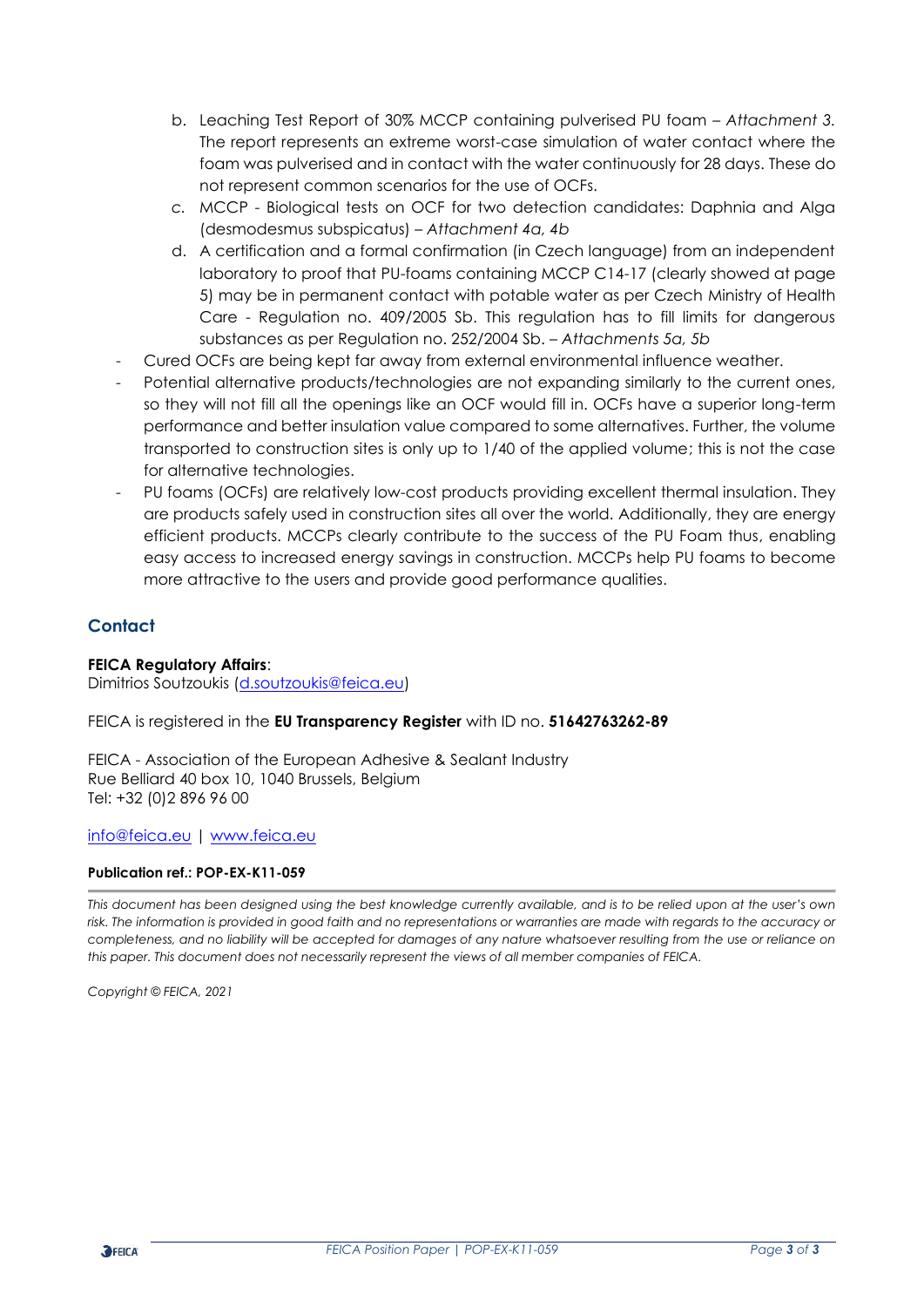b. Leaching Test Report of 30% MCCP containing pulverised PU foam – *Attachment 3.* The report represents an extreme worst-case simulation of water contact where the foam was pulverised and in contact with the water continuously for 28 days. These do not represent common scenarios for the use of OCFs.
c. MCCP - Biological tests on OCF for two detection candidates: Daphnia and Alga (desmodesmus subspicatus) – *Attachment 4a, 4b*
d. A certification and a formal confirmation (in Czech language) from an independent laboratory to proof that PU-foams containing MCCP C14-17 (clearly showed at page 5) may be in permanent contact with potable water as per Czech Ministry of Health Care - Regulation no. 409/2005 Sb. This regulation has to fill limits for dangerous substances as per Regulation no. 252/2004 Sb. – *Attachments 5a, 5b*

- Cured OCFs are being kept far away from external environmental influence weather.
- Potential alternative products/technologies are not expanding similarly to the current ones, so they will not fill all the openings like an OCF would fill in. OCFs have a superior long-term performance and better insulation value compared to some alternatives. Further, the volume transported to construction sites is only up to 1/40 of the applied volume; this is not the case for alternative technologies.
- PU foams (OCFs) are relatively low-cost products providing excellent thermal insulation. They are products safely used in construction sites all over the world. Additionally, they are energy efficient products. MCCPs clearly contribute to the success of the PU Foam thus, enabling easy access to increased energy savings in construction. MCCPs help PU foams to become more attractive to the users and provide good performance qualities.

## Contact

**FEICA Regulatory Affairs**:
Dimitrios Soutzoukis (d.soutzoukis@feica.eu)

FEICA is registered in the **EU Transparency Register** with ID no. **51642763262-89**

FEICA - Association of the European Adhesive & Sealant Industry
Rue Belliard 40 box 10, 1040 Brussels, Belgium
Tel: +32 (0)2 896 96 00

info@feica.eu | www.feica.eu

**Publication ref.: POP-EX-K11-059**

*This document has been designed using the best knowledge currently available, and is to be relied upon at the user's own risk. The information is provided in good faith and no representations or warranties are made with regards to the accuracy or completeness, and no liability will be accepted for damages of any nature whatsoever resulting from the use or reliance on this paper. This document does not necessarily represent the views of all member companies of FEICA.*

*Copyright © FEICA, 2021*